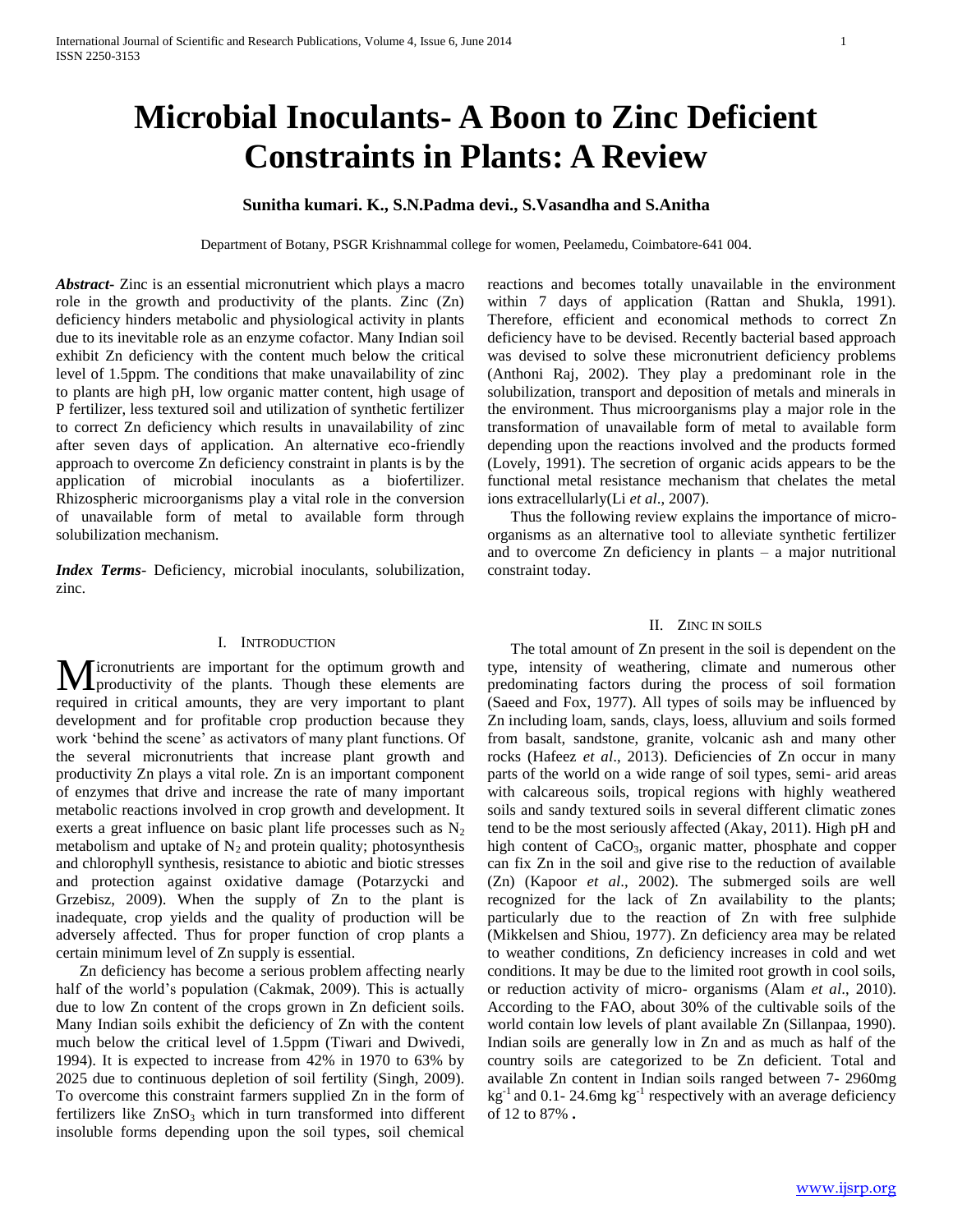# Microbial Inoculants- A Boon to Zinc Deficient Constraints in Plants: A Review

**Sunitha kumari. K., S.N.Padma devi., S.Vasandha and S.Anitha**

Department of Botany, PSGR Krishnammal college for women, Peelamedu, Coimbatore-641 004.

***Abstract***- Zinc is an essential micronutrient which plays a macro role in the growth and productivity of the plants. Zinc (Zn) deficiency hinders metabolic and physiological activity in plants due to its inevitable role as an enzyme cofactor. Many Indian soil exhibit Zn deficiency with the content much below the critical level of 1.5ppm. The conditions that make unavailability of zinc to plants are high pH, low organic matter content, high usage of P fertilizer, less textured soil and utilization of synthetic fertilizer to correct Zn deficiency which results in unavailability of zinc after seven days of application. An alternative eco-friendly approach to overcome Zn deficiency constraint in plants is by the application of microbial inoculants as a biofertilizer. Rhizospheric microorganisms play a vital role in the conversion of unavailable form of metal to available form through solubilization mechanism.

***Index Terms***- Deficiency, microbial inoculants, solubilization, zinc.

## I. Introduction

Micronutrients are important for the optimum growth and productivity of the plants. Though these elements are required in critical amounts, they are very important to plant development and for profitable crop production because they work 'behind the scene' as activators of many plant functions. Of the several micronutrients that increase plant growth and productivity Zn plays a vital role. Zn is an important component of enzymes that drive and increase the rate of many important metabolic reactions involved in crop growth and development. It exerts a great influence on basic plant life processes such as $N_2$ metabolism and uptake of $N_2$ and protein quality; photosynthesis and chlorophyll synthesis, resistance to abiotic and biotic stresses and protection against oxidative damage (Potarzycki and Grzebisz, 2009). When the supply of Zn to the plant is inadequate, crop yields and the quality of production will be adversely affected. Thus for proper function of crop plants a certain minimum level of Zn supply is essential.

Zn deficiency has become a serious problem affecting nearly half of the world's population (Cakmak, 2009). This is actually due to low Zn content of the crops grown in Zn deficient soils. Many Indian soils exhibit the deficiency of Zn with the content much below the critical level of 1.5ppm (Tiwari and Dwivedi, 1994). It is expected to increase from 42% in 1970 to 63% by 2025 due to continuous depletion of soil fertility (Singh, 2009). To overcome this constraint farmers supplied Zn in the form of fertilizers like $ZnSO_3$ which in turn transformed into different insoluble forms depending upon the soil types, soil chemical reactions and becomes totally unavailable in the environment within 7 days of application (Rattan and Shukla, 1991). Therefore, efficient and economical methods to correct Zn deficiency have to be devised. Recently bacterial based approach was devised to solve these micronutrient deficiency problems (Anthoni Raj, 2002). They play a predominant role in the solubilization, transport and deposition of metals and minerals in the environment. Thus microorganisms play a major role in the transformation of unavailable form of metal to available form depending upon the reactions involved and the products formed (Lovely, 1991). The secretion of organic acids appears to be the functional metal resistance mechanism that chelates the metal ions extracellularly(Li *et al*., 2007).

Thus the following review explains the importance of micro-organisms as an alternative tool to alleviate synthetic fertilizer and to overcome Zn deficiency in plants – a major nutritional constraint today.

## II. Zinc in Soils

The total amount of Zn present in the soil is dependent on the type, intensity of weathering, climate and numerous other predominating factors during the process of soil formation (Saeed and Fox, 1977). All types of soils may be influenced by Zn including loam, sands, clays, loess, alluvium and soils formed from basalt, sandstone, granite, volcanic ash and many other rocks (Hafeez *et al*., 2013). Deficiencies of Zn occur in many parts of the world on a wide range of soil types, semi- arid areas with calcareous soils, tropical regions with highly weathered soils and sandy textured soils in several different climatic zones tend to be the most seriously affected (Akay, 2011). High pH and high content of $CaCO_3$, organic matter, phosphate and copper can fix Zn in the soil and give rise to the reduction of available (Zn) (Kapoor *et al*., 2002). The submerged soils are well recognized for the lack of Zn availability to the plants; particularly due to the reaction of Zn with free sulphide (Mikkelsen and Shiou, 1977). Zn deficiency area may be related to weather conditions, Zn deficiency increases in cold and wet conditions. It may be due to the limited root growth in cool soils, or reduction activity of micro- organisms (Alam *et al*., 2010). According to the FAO, about 30% of the cultivable soils of the world contain low levels of plant available Zn (Sillanpaa, 1990). Indian soils are generally low in Zn and as much as half of the country soils are categorized to be Zn deficient. Total and available Zn content in Indian soils ranged between 7- 2960mg $kg^{-1}$ and 0.1- 24.6mg $kg^{-1}$ respectively with an average deficiency of 12 to 87% **.**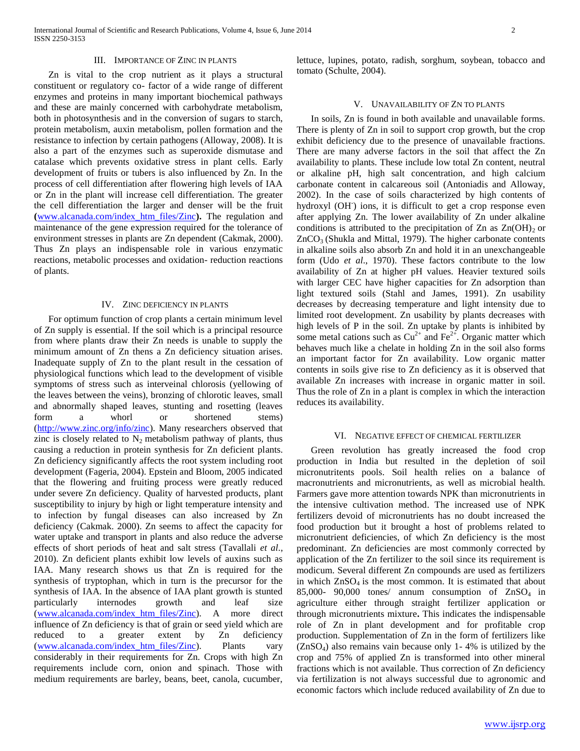## III. Importance of Zinc in plants

Zn is vital to the crop nutrient as it plays a structural constituent or regulatory co- factor of a wide range of different enzymes and proteins in many important biochemical pathways and these are mainly concerned with carbohydrate metabolism, both in photosynthesis and in the conversion of sugars to starch, protein metabolism, auxin metabolism, pollen formation and the resistance to infection by certain pathogens (Alloway, 2008). It is also a part of the enzymes such as superoxide dismutase and catalase which prevents oxidative stress in plant cells. Early development of fruits or tubers is also influenced by Zn. In the process of cell differentiation after flowering high levels of IAA or Zn in the plant will increase cell differentiation. The greater the cell differentiation the larger and denser will be the fruit **(**www.alcanada.com/index_htm_files/Zinc**).** The regulation and maintenance of the gene expression required for the tolerance of environment stresses in plants are Zn dependent (Cakmak, 2000). Thus Zn plays an indispensable role in various enzymatic reactions, metabolic processes and oxidation- reduction reactions of plants.

## IV. Zinc deficiency in plants

For optimum function of crop plants a certain minimum level of Zn supply is essential. If the soil which is a principal resource from where plants draw their Zn needs is unable to supply the minimum amount of Zn thens a Zn deficiency situation arises. Inadequate supply of Zn to the plant result in the cessation of physiological functions which lead to the development of visible symptoms of stress such as interveinal chlorosis (yellowing of the leaves between the veins), bronzing of chlorotic leaves, small and abnormally shaped leaves, stunting and rosetting (leaves form a whorl or shortened stems) (http://www.zinc.org/info/zinc). Many researchers observed that zinc is closely related to $N_2$ metabolism pathway of plants, thus causing a reduction in protein synthesis for Zn deficient plants. Zn deficiency significantly affects the root system including root development (Fageria, 2004). Epstein and Bloom, 2005 indicated that the flowering and fruiting process were greatly reduced under severe Zn deficiency. Quality of harvested products, plant susceptibility to injury by high or light temperature intensity and to infection by fungal diseases can also increased by Zn deficiency (Cakmak. 2000). Zn seems to affect the capacity for water uptake and transport in plants and also reduce the adverse effects of short periods of heat and salt stress (Tavallali *et al*., 2010). Zn deficient plants exhibit low levels of auxins such as IAA. Many research shows us that Zn is required for the synthesis of tryptophan, which in turn is the precursor for the synthesis of IAA. In the absence of IAA plant growth is stunted particularly internodes growth and leaf size (www.alcanada.com/index_htm_files/Zinc). A more direct influence of Zn deficiency is that of grain or seed yield which are reduced to a greater extent by Zn deficiency (www.alcanada.com/index_htm_files/Zinc). Plants vary considerably in their requirements for Zn. Crops with high Zn requirements include corn, onion and spinach. Those with medium requirements are barley, beans, beet, canola, cucumber, lettuce, lupines, potato, radish, sorghum, soybean, tobacco and tomato (Schulte, 2004).

## V. Unavailability of Zn to plants

In soils, Zn is found in both available and unavailable forms. There is plenty of Zn in soil to support crop growth, but the crop exhibit deficiency due to the presence of unavailable fractions. There are many adverse factors in the soil that affect the Zn availability to plants. These include low total Zn content, neutral or alkaline pH, high salt concentration, and high calcium carbonate content in calcareous soil (Antoniadis and Alloway, 2002). In the case of soils characterized by high contents of hydroxyl ($OH^-$) ions, it is difficult to get a crop response even after applying Zn. The lower availability of Zn under alkaline conditions is attributed to the precipitation of Zn as $Zn(OH)_2$ or $ZnCO_3$ (Shukla and Mittal, 1979). The higher carbonate contents in alkaline soils also absorb Zn and hold it in an unexchangeable form (Udo *et al*., 1970). These factors contribute to the low availability of Zn at higher pH values. Heavier textured soils with larger CEC have higher capacities for Zn adsorption than light textured soils (Stahl and James, 1991). Zn usability decreases by decreasing temperature and light intensity due to limited root development. Zn usability by plants decreases with high levels of P in the soil. Zn uptake by plants is inhibited by some metal cations such as $Cu^{2+}$ and $Fe^{2+}$. Organic matter which behaves much like a chelate in holding Zn in the soil also forms an important factor for Zn availability. Low organic matter contents in soils give rise to Zn deficiency as it is observed that available Zn increases with increase in organic matter in soil. Thus the role of Zn in a plant is complex in which the interaction reduces its availability.

## VI. Negative effect of chemical fertilizer

Green revolution has greatly increased the food crop production in India but resulted in the depletion of soil micronutritents pools. Soil health relies on a balance of macronutrients and micronutrients, as well as microbial health. Farmers gave more attention towards NPK than micronutrients in the intensive cultivation method. The increased use of NPK fertilizers devoid of micronutrients has no doubt increased the food production but it brought a host of problems related to micronutrient deficiencies, of which Zn deficiency is the most predominant. Zn deficiencies are most commonly corrected by application of the Zn fertilizer to the soil since its requirement is modicum. Several different Zn compounds are used as fertilizers in which $ZnSO_4$ is the most common. It is estimated that about 85,000- 90,000 tones/ annum consumption of $ZnSO_4$ in agriculture either through straight fertilizer application or through micronutrients mixture**.** This indicates the indispensable role of Zn in plant development and for profitable crop production. Supplementation of Zn in the form of fertilizers like ($ZnSO_4$) also remains vain because only 1- 4% is utilized by the crop and 75% of applied Zn is transformed into other mineral fractions which is not available. Thus correction of Zn deficiency via fertilization is not always successful due to agronomic and economic factors which include reduced availability of Zn due to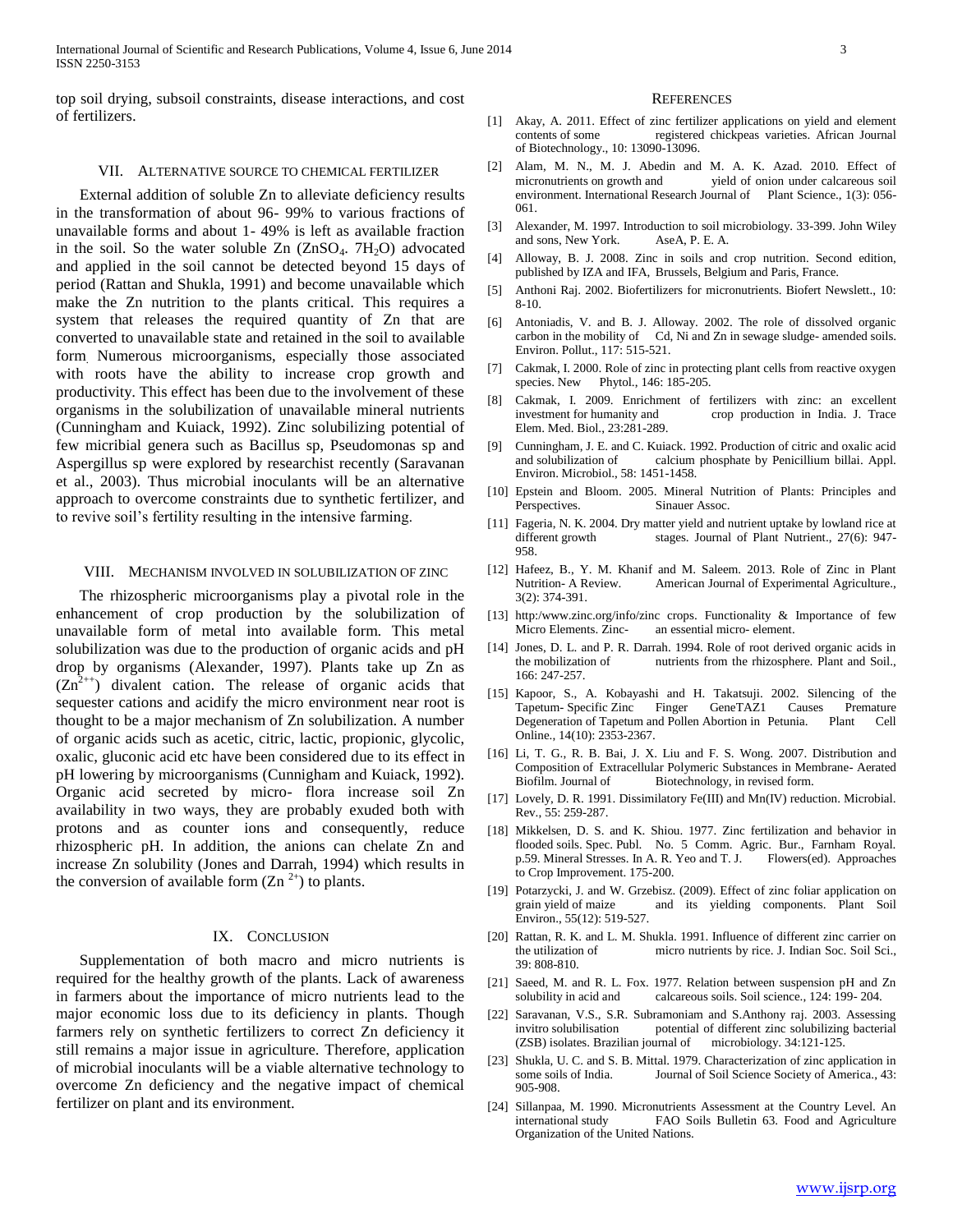top soil drying, subsoil constraints, disease interactions, and cost of fertilizers.

## VII. Alternative source to chemical fertilizer

External addition of soluble Zn to alleviate deficiency results in the transformation of about 96- 99% to various fractions of unavailable forms and about 1- 49% is left as available fraction in the soil. So the water soluble Zn ($ZnSO_4$. $7H_2O$) advocated and applied in the soil cannot be detected beyond 15 days of period (Rattan and Shukla, 1991) and become unavailable which make the Zn nutrition to the plants critical. This requires a system that releases the required quantity of Zn that are converted to unavailable state and retained in the soil to available form. Numerous microorganisms, especially those associated with roots have the ability to increase crop growth and productivity. This effect has been due to the involvement of these organisms in the solubilization of unavailable mineral nutrients (Cunningham and Kuiack, 1992). Zinc solubilizing potential of few micribial genera such as Bacillus sp, Pseudomonas sp and Aspergillus sp were explored by researchist recently (Saravanan et al., 2003). Thus microbial inoculants will be an alternative approach to overcome constraints due to synthetic fertilizer, and to revive soil's fertility resulting in the intensive farming.

## VIII. Mechanism involved in solubilization of zinc

The rhizospheric microorganisms play a pivotal role in the enhancement of crop production by the solubilization of unavailable form of metal into available form. This metal solubilization was due to the production of organic acids and pH drop by organisms (Alexander, 1997). Plants take up Zn as ($Zn^{2++}$) divalent cation. The release of organic acids that sequester cations and acidify the micro environment near root is thought to be a major mechanism of Zn solubilization. A number of organic acids such as acetic, citric, lactic, propionic, glycolic, oxalic, gluconic acid etc have been considered due to its effect in pH lowering by microorganisms (Cunnigham and Kuiack, 1992). Organic acid secreted by micro- flora increase soil Zn availability in two ways, they are probably exuded both with protons and as counter ions and consequently, reduce rhizospheric pH. In addition, the anions can chelate Zn and increase Zn solubility (Jones and Darrah, 1994) which results in the conversion of available form ($Zn^{2+}$) to plants.

## IX. Conclusion

Supplementation of both macro and micro nutrients is required for the healthy growth of the plants. Lack of awareness in farmers about the importance of micro nutrients lead to the major economic loss due to its deficiency in plants. Though farmers rely on synthetic fertilizers to correct Zn deficiency it still remains a major issue in agriculture. Therefore, application of microbial inoculants will be a viable alternative technology to overcome Zn deficiency and the negative impact of chemical fertilizer on plant and its environment.

## References

[1] Akay, A. 2011. Effect of zinc fertilizer applications on yield and element contents of some registered chickpeas varieties. African Journal of Biotechnology., 10: 13090-13096.

[2] Alam, M. N., M. J. Abedin and M. A. K. Azad. 2010. Effect of micronutrients on growth and yield of onion under calcareous soil environment. International Research Journal of Plant Science., 1(3): 056-061.

[3] Alexander, M. 1997. Introduction to soil microbiology. 33-399. John Wiley and sons, New York. AseA, P. E. A.

[4] Alloway, B. J. 2008. Zinc in soils and crop nutrition. Second edition, published by IZA and IFA, Brussels, Belgium and Paris, France.

[5] Anthoni Raj. 2002. Biofertilizers for micronutrients. Biofert Newslett., 10: 8-10.

[6] Antoniadis, V. and B. J. Alloway. 2002. The role of dissolved organic carbon in the mobility of Cd, Ni and Zn in sewage sludge- amended soils. Environ. Pollut., 117: 515-521.

[7] Cakmak, I. 2000. Role of zinc in protecting plant cells from reactive oxygen species. New Phytol., 146: 185-205.

[8] Cakmak, I. 2009. Enrichment of fertilizers with zinc: an excellent investment for humanity and crop production in India. J. Trace Elem. Med. Biol., 23:281-289.

[9] Cunningham, J. E. and C. Kuiack. 1992. Production of citric and oxalic acid and solubilization of calcium phosphate by Penicillium billai. Appl. Environ. Microbiol., 58: 1451-1458.

[10] Epstein and Bloom. 2005. Mineral Nutrition of Plants: Principles and Perspectives. Sinauer Assoc.

[11] Fageria, N. K. 2004. Dry matter yield and nutrient uptake by lowland rice at different growth stages. Journal of Plant Nutrient., 27(6): 947-958.

[12] Hafeez, B., Y. M. Khanif and M. Saleem. 2013. Role of Zinc in Plant Nutrition- A Review. American Journal of Experimental Agriculture., 3(2): 374-391.

[13] http:/www.zinc.org/info/zinc crops. Functionality & Importance of few Micro Elements. Zinc- an essential micro- element.

[14] Jones, D. L. and P. R. Darrah. 1994. Role of root derived organic acids in the mobilization of nutrients from the rhizosphere. Plant and Soil., 166: 247-257.

[15] Kapoor, S., A. Kobayashi and H. Takatsuji. 2002. Silencing of the Tapetum- Specific Zinc Finger GeneTAZ1 Causes Premature Degeneration of Tapetum and Pollen Abortion in Petunia. Plant Cell Online., 14(10): 2353-2367.

[16] Li, T. G., R. B. Bai, J. X. Liu and F. S. Wong. 2007. Distribution and Composition of Extracellular Polymeric Substances in Membrane- Aerated Biofilm. Journal of Biotechnology, in revised form.

[17] Lovely, D. R. 1991. Dissimilatory Fe(III) and Mn(IV) reduction. Microbial. Rev., 55: 259-287.

[18] Mikkelsen, D. S. and K. Shiou. 1977. Zinc fertilization and behavior in flooded soils. Spec. Publ. No. 5 Comm. Agric. Bur., Farnham Royal. p.59. Mineral Stresses. In A. R. Yeo and T. J. Flowers(ed). Approaches to Crop Improvement. 175-200.

[19] Potarzycki, J. and W. Grzebisz. (2009). Effect of zinc foliar application on grain yield of maize and its yielding components. Plant Soil Environ., 55(12): 519-527.

[20] Rattan, R. K. and L. M. Shukla. 1991. Influence of different zinc carrier on the utilization of micro nutrients by rice. J. Indian Soc. Soil Sci., 39: 808-810.

[21] Saeed, M. and R. L. Fox. 1977. Relation between suspension pH and Zn solubility in acid and calcareous soils. Soil science., 124: 199- 204.

[22] Saravanan, V.S., S.R. Subramoniam and S.Anthony raj. 2003. Assessing invitro solubilisation potential of different zinc solubilizing bacterial (ZSB) isolates. Brazilian journal of microbiology. 34:121-125.

[23] Shukla, U. C. and S. B. Mittal. 1979. Characterization of zinc application in some soils of India. Journal of Soil Science Society of America., 43: 905-908.

[24] Sillanpaa, M. 1990. Micronutrients Assessment at the Country Level. An international study FAO Soils Bulletin 63. Food and Agriculture Organization of the United Nations.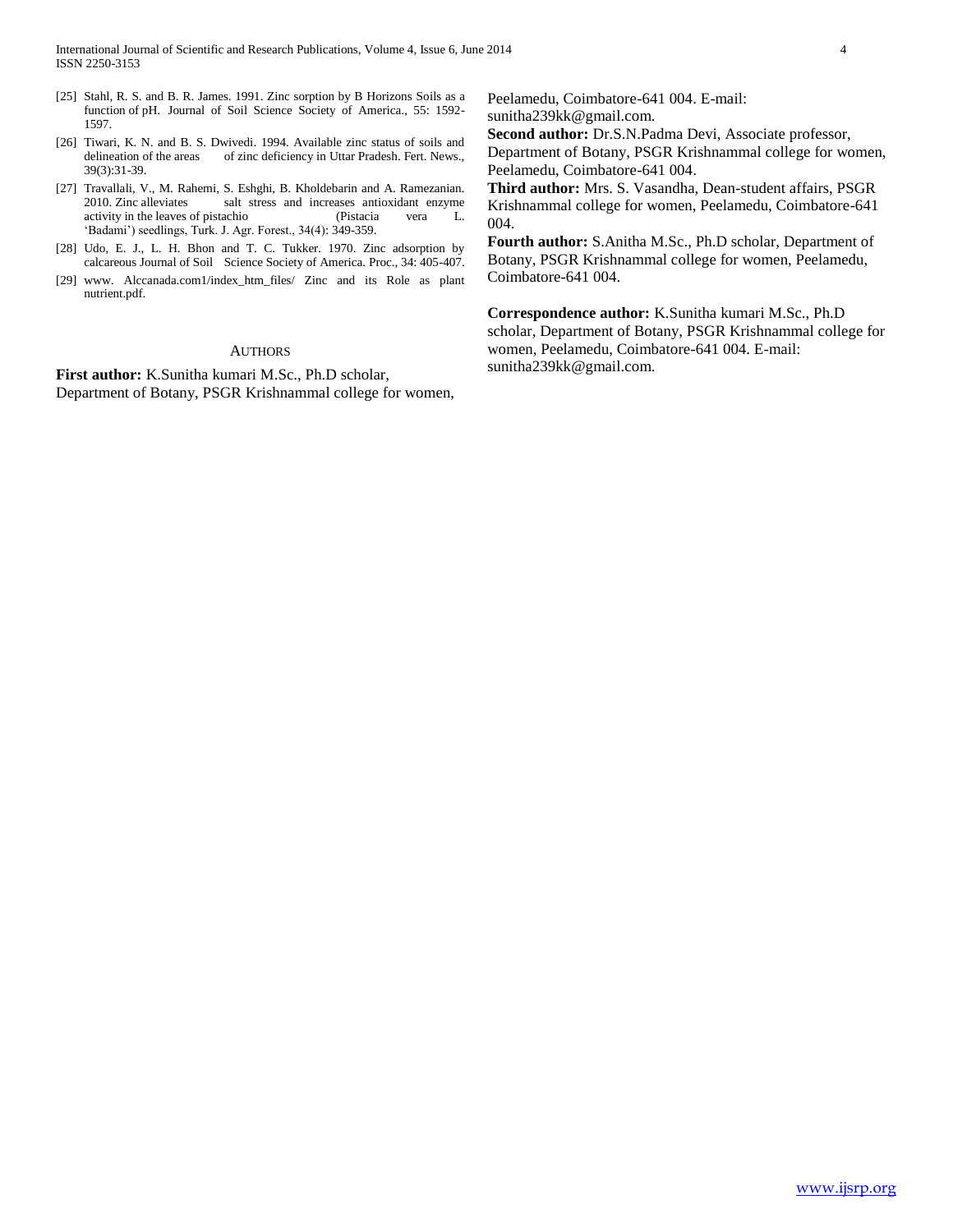[25] Stahl, R. S. and B. R. James. 1991. Zinc sorption by B Horizons Soils as a function of pH. Journal of Soil Science Society of America., 55: 1592-1597.

[26] Tiwari, K. N. and B. S. Dwivedi. 1994. Available zinc status of soils and delineation of the areas of zinc deficiency in Uttar Pradesh. Fert. News., 39(3):31-39.

[27] Travallali, V., M. Rahemi, S. Eshghi, B. Kholdebarin and A. Ramezanian. 2010. Zinc alleviates salt stress and increases antioxidant enzyme activity in the leaves of pistachio (Pistacia vera L. 'Badami') seedlings, Turk. J. Agr. Forest., 34(4): 349-359.

[28] Udo, E. J., L. H. Bhon and T. C. Tukker. 1970. Zinc adsorption by calcareous Journal of Soil Science Society of America. Proc., 34: 405-407.

[29] www. Alccanada.com1/index_htm_files/ Zinc and its Role as plant nutrient.pdf.

## AUTHORS

**First author:** K.Sunitha kumari M.Sc., Ph.D scholar, Department of Botany, PSGR Krishnammal college for women, Peelamedu, Coimbatore-641 004. E-mail: sunitha239kk@gmail.com.

**Second author:** Dr.S.N.Padma Devi, Associate professor, Department of Botany, PSGR Krishnammal college for women, Peelamedu, Coimbatore-641 004.

**Third author:** Mrs. S. Vasandha, Dean-student affairs, PSGR Krishnammal college for women, Peelamedu, Coimbatore-641 004.

**Fourth author:** S.Anitha M.Sc., Ph.D scholar, Department of Botany, PSGR Krishnammal college for women, Peelamedu, Coimbatore-641 004.

**Correspondence author:** K.Sunitha kumari M.Sc., Ph.D scholar, Department of Botany, PSGR Krishnammal college for women, Peelamedu, Coimbatore-641 004. E-mail: sunitha239kk@gmail.com.